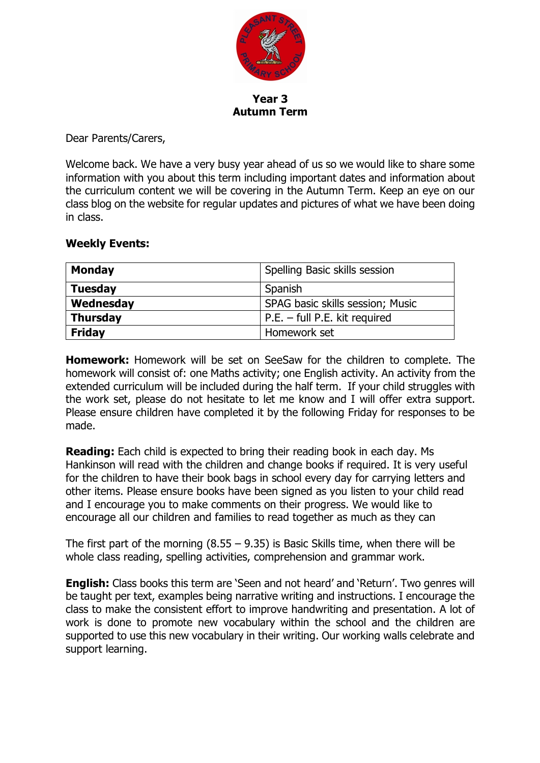# Year 3
# Autumn Term

Dear Parents/Carers,

Welcome back. We have a very busy year ahead of us so we would like to share some information with you about this term including important dates and information about the curriculum content we will be covering in the Autumn Term. Keep an eye on our class blog on the website for regular updates and pictures of what we have been doing in class.

**Weekly Events:**

| **Monday** | Spelling Basic skills session |
|---|---|
| **Tuesday** | Spanish |
| **Wednesday** | SPAG basic skills session; Music |
| **Thursday** | P.E. – full P.E. kit required |
| **Friday** | Homework set |

**Homework:** Homework will be set on SeeSaw for the children to complete. The homework will consist of: one Maths activity; one English activity. An activity from the extended curriculum will be included during the half term. If your child struggles with the work set, please do not hesitate to let me know and I will offer extra support. Please ensure children have completed it by the following Friday for responses to be made.

**Reading:** Each child is expected to bring their reading book in each day. Ms Hankinson will read with the children and change books if required. It is very useful for the children to have their book bags in school every day for carrying letters and other items. Please ensure books have been signed as you listen to your child read and I encourage you to make comments on their progress. We would like to encourage all our children and families to read together as much as they can

The first part of the morning (8.55 – 9.35) is Basic Skills time, when there will be whole class reading, spelling activities, comprehension and grammar work.

**English:** Class books this term are 'Seen and not heard' and 'Return'. Two genres will be taught per text, examples being narrative writing and instructions. I encourage the class to make the consistent effort to improve handwriting and presentation. A lot of work is done to promote new vocabulary within the school and the children are supported to use this new vocabulary in their writing. Our working walls celebrate and support learning.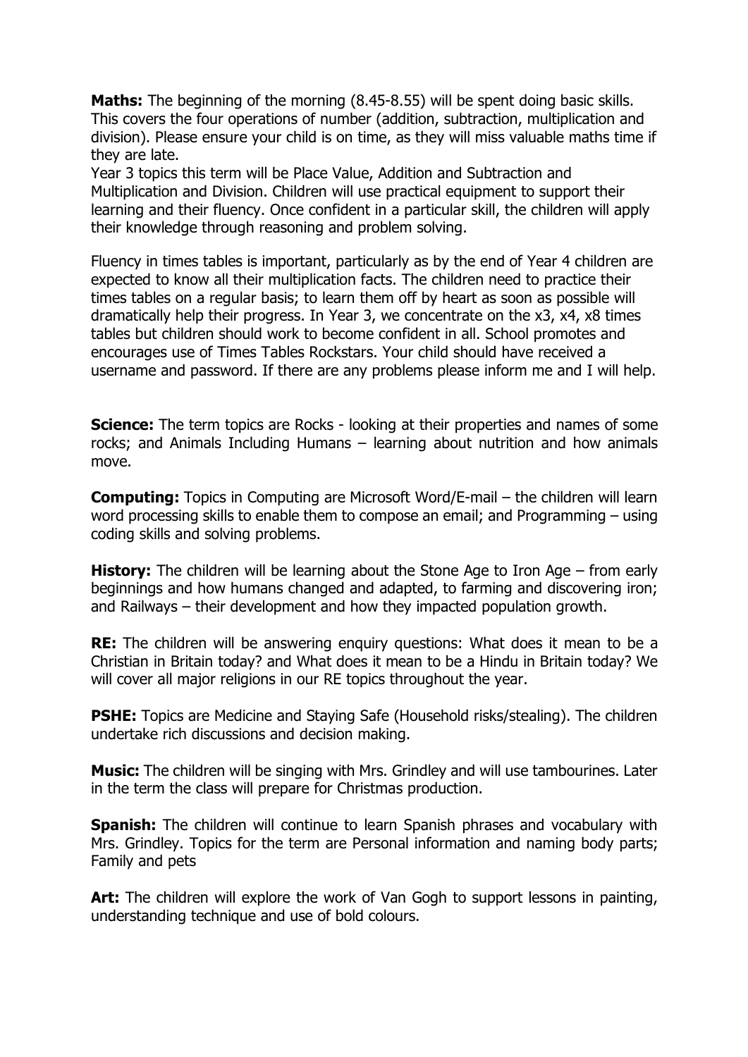**Maths:** The beginning of the morning (8.45-8.55) will be spent doing basic skills. This covers the four operations of number (addition, subtraction, multiplication and division). Please ensure your child is on time, as they will miss valuable maths time if they are late.
Year 3 topics this term will be Place Value, Addition and Subtraction and Multiplication and Division. Children will use practical equipment to support their learning and their fluency. Once confident in a particular skill, the children will apply their knowledge through reasoning and problem solving.

Fluency in times tables is important, particularly as by the end of Year 4 children are expected to know all their multiplication facts. The children need to practice their times tables on a regular basis; to learn them off by heart as soon as possible will dramatically help their progress. In Year 3, we concentrate on the x3, x4, x8 times tables but children should work to become confident in all. School promotes and encourages use of Times Tables Rockstars. Your child should have received a username and password. If there are any problems please inform me and I will help.

**Science:** The term topics are Rocks - looking at their properties and names of some rocks; and Animals Including Humans – learning about nutrition and how animals move.

**Computing:** Topics in Computing are Microsoft Word/E-mail – the children will learn word processing skills to enable them to compose an email; and Programming – using coding skills and solving problems.

**History:** The children will be learning about the Stone Age to Iron Age – from early beginnings and how humans changed and adapted, to farming and discovering iron; and Railways – their development and how they impacted population growth.

**RE:** The children will be answering enquiry questions: What does it mean to be a Christian in Britain today? and What does it mean to be a Hindu in Britain today? We will cover all major religions in our RE topics throughout the year.

**PSHE:** Topics are Medicine and Staying Safe (Household risks/stealing). The children undertake rich discussions and decision making.

**Music:** The children will be singing with Mrs. Grindley and will use tambourines. Later in the term the class will prepare for Christmas production.

**Spanish:** The children will continue to learn Spanish phrases and vocabulary with Mrs. Grindley. Topics for the term are Personal information and naming body parts; Family and pets

**Art:** The children will explore the work of Van Gogh to support lessons in painting, understanding technique and use of bold colours.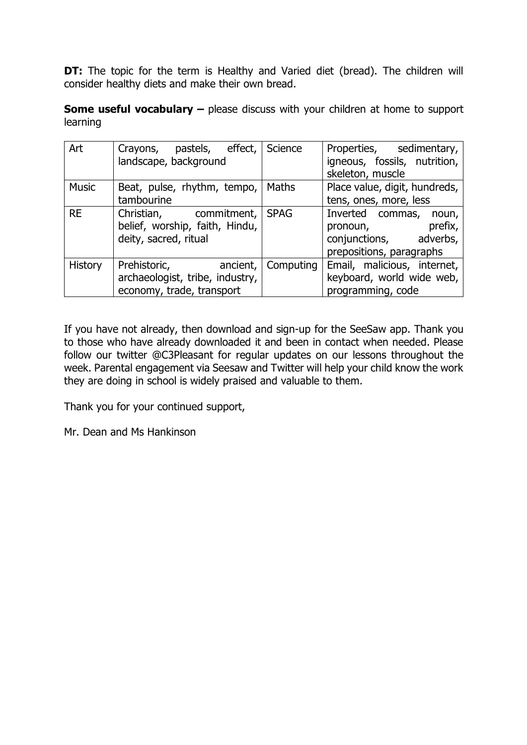**DT:** The topic for the term is Healthy and Varied diet (bread). The children will consider healthy diets and make their own bread.

**Some useful vocabulary –** please discuss with your children at home to support learning

| | | | |
|---|---|---|---|
| Art | Crayons, pastels, effect, landscape, background | Science | Properties, sedimentary, igneous, fossils, nutrition, skeleton, muscle |
| Music | Beat, pulse, rhythm, tempo, tambourine | Maths | Place value, digit, hundreds, tens, ones, more, less |
| RE | Christian, commitment, belief, worship, faith, Hindu, deity, sacred, ritual | SPAG | Inverted commas, noun, pronoun, prefix, conjunctions, adverbs, prepositions, paragraphs |
| History | Prehistoric, ancient, archaeologist, tribe, industry, economy, trade, transport | Computing | Email, malicious, internet, keyboard, world wide web, programming, code |

If you have not already, then download and sign-up for the SeeSaw app. Thank you to those who have already downloaded it and been in contact when needed. Please follow our twitter @C3Pleasant for regular updates on our lessons throughout the week. Parental engagement via Seesaw and Twitter will help your child know the work they are doing in school is widely praised and valuable to them.

Thank you for your continued support,

Mr. Dean and Ms Hankinson